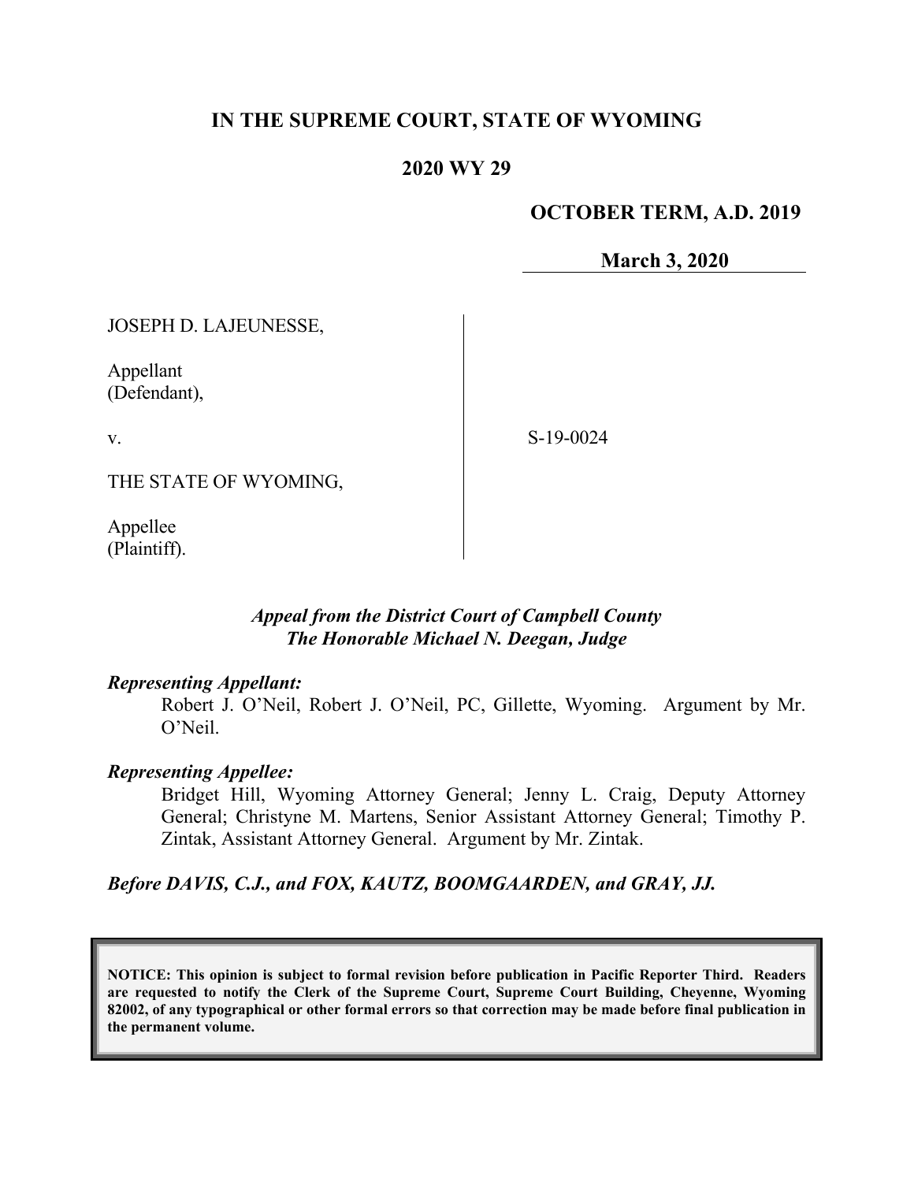**IN THE SUPREME COURT, STATE OF WYOMING**

**2020 WY 29**

**OCTOBER TERM, A.D. 2019**

**March 3, 2020**

JOSEPH D. LAJEUNESSE,

Appellant
(Defendant),

v.

THE STATE OF WYOMING,

Appellee
(Plaintiff).

S-19-0024

***Appeal from the District Court of Campbell County***
***The Honorable Michael N. Deegan, Judge***

***Representing Appellant:***

Robert J. O'Neil, Robert J. O'Neil, PC, Gillette, Wyoming. Argument by Mr. O'Neil.

***Representing Appellee:***

Bridget Hill, Wyoming Attorney General; Jenny L. Craig, Deputy Attorney General; Christyne M. Martens, Senior Assistant Attorney General; Timothy P. Zintak, Assistant Attorney General. Argument by Mr. Zintak.

***Before DAVIS, C.J., and FOX, KAUTZ, BOOMGAARDEN, and GRAY, JJ.***

**NOTICE: This opinion is subject to formal revision before publication in Pacific Reporter Third. Readers are requested to notify the Clerk of the Supreme Court, Supreme Court Building, Cheyenne, Wyoming 82002, of any typographical or other formal errors so that correction may be made before final publication in the permanent volume.**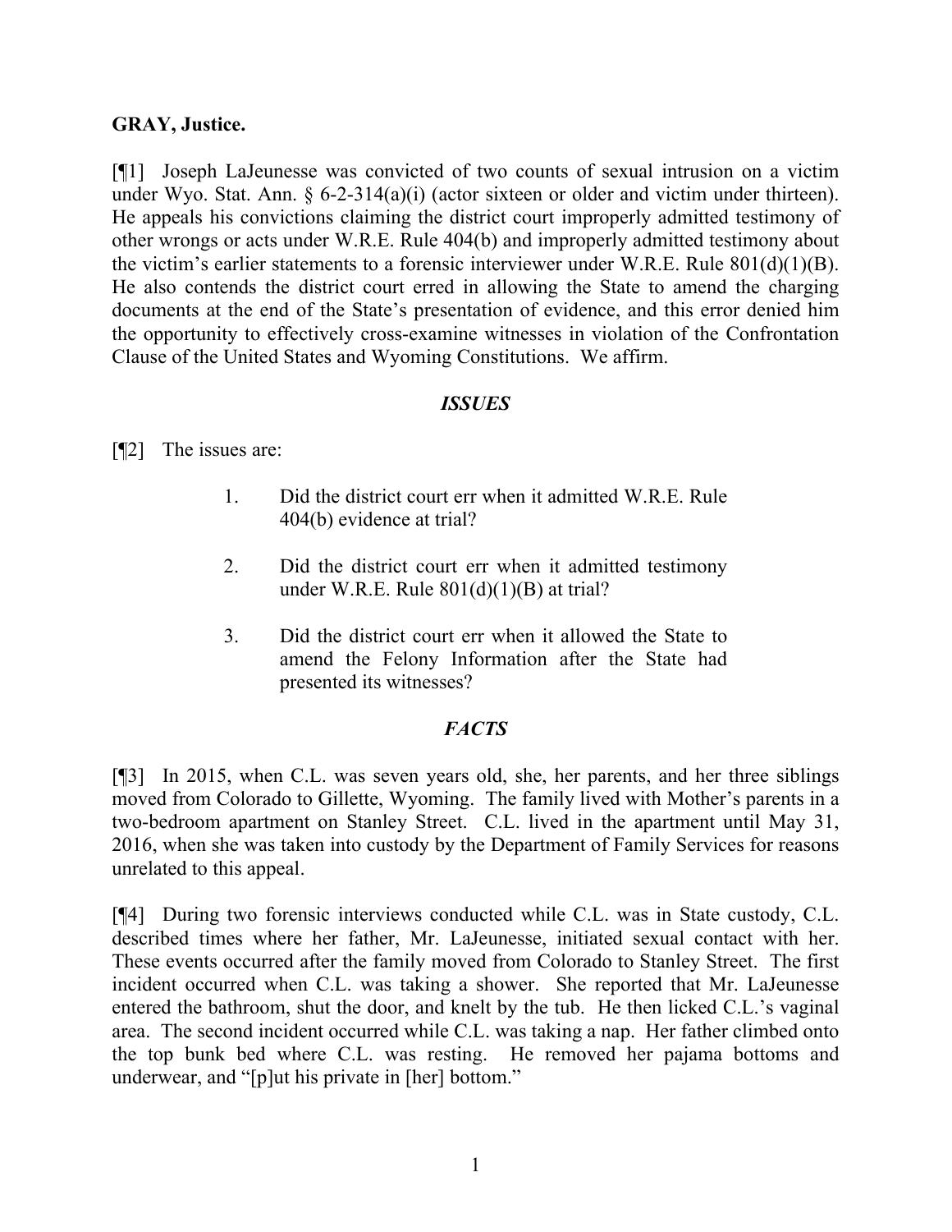**GRAY, Justice.**

[¶1] Joseph LaJeunesse was convicted of two counts of sexual intrusion on a victim under Wyo. Stat. Ann. § 6-2-314(a)(i) (actor sixteen or older and victim under thirteen). He appeals his convictions claiming the district court improperly admitted testimony of other wrongs or acts under W.R.E. Rule 404(b) and improperly admitted testimony about the victim's earlier statements to a forensic interviewer under W.R.E. Rule 801(d)(1)(B). He also contends the district court erred in allowing the State to amend the charging documents at the end of the State's presentation of evidence, and this error denied him the opportunity to effectively cross-examine witnesses in violation of the Confrontation Clause of the United States and Wyoming Constitutions. We affirm.

### *ISSUES*

[¶2] The issues are:

1. Did the district court err when it admitted W.R.E. Rule 404(b) evidence at trial?
2. Did the district court err when it admitted testimony under W.R.E. Rule 801(d)(1)(B) at trial?
3. Did the district court err when it allowed the State to amend the Felony Information after the State had presented its witnesses?

### *FACTS*

[¶3] In 2015, when C.L. was seven years old, she, her parents, and her three siblings moved from Colorado to Gillette, Wyoming. The family lived with Mother's parents in a two-bedroom apartment on Stanley Street. C.L. lived in the apartment until May 31, 2016, when she was taken into custody by the Department of Family Services for reasons unrelated to this appeal.

[¶4] During two forensic interviews conducted while C.L. was in State custody, C.L. described times where her father, Mr. LaJeunesse, initiated sexual contact with her. These events occurred after the family moved from Colorado to Stanley Street. The first incident occurred when C.L. was taking a shower. She reported that Mr. LaJeunesse entered the bathroom, shut the door, and knelt by the tub. He then licked C.L.'s vaginal area. The second incident occurred while C.L. was taking a nap. Her father climbed onto the top bunk bed where C.L. was resting. He removed her pajama bottoms and underwear, and "[p]ut his private in [her] bottom."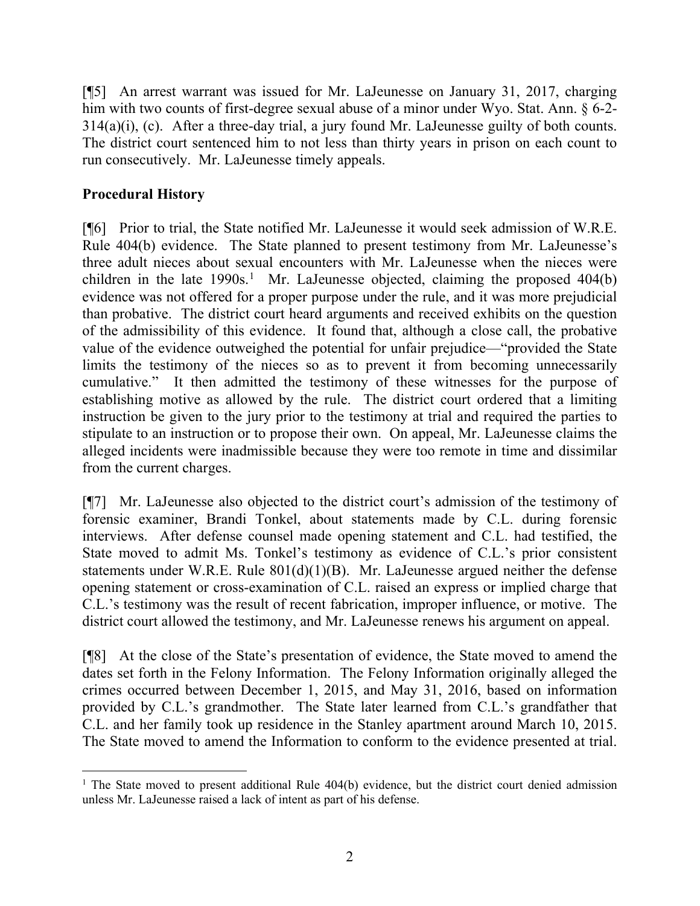[¶5] An arrest warrant was issued for Mr. LaJeunesse on January 31, 2017, charging him with two counts of first-degree sexual abuse of a minor under Wyo. Stat. Ann. § 6-2-314(a)(i), (c). After a three-day trial, a jury found Mr. LaJeunesse guilty of both counts. The district court sentenced him to not less than thirty years in prison on each count to run consecutively. Mr. LaJeunesse timely appeals.

## Procedural History

[¶6] Prior to trial, the State notified Mr. LaJeunesse it would seek admission of W.R.E. Rule 404(b) evidence. The State planned to present testimony from Mr. LaJeunesse's three adult nieces about sexual encounters with Mr. LaJeunesse when the nieces were children in the late 1990s.[1] Mr. LaJeunesse objected, claiming the proposed 404(b) evidence was not offered for a proper purpose under the rule, and it was more prejudicial than probative. The district court heard arguments and received exhibits on the question of the admissibility of this evidence. It found that, although a close call, the probative value of the evidence outweighed the potential for unfair prejudice—"provided the State limits the testimony of the nieces so as to prevent it from becoming unnecessarily cumulative." It then admitted the testimony of these witnesses for the purpose of establishing motive as allowed by the rule. The district court ordered that a limiting instruction be given to the jury prior to the testimony at trial and required the parties to stipulate to an instruction or to propose their own. On appeal, Mr. LaJeunesse claims the alleged incidents were inadmissible because they were too remote in time and dissimilar from the current charges.

[¶7] Mr. LaJeunesse also objected to the district court's admission of the testimony of forensic examiner, Brandi Tonkel, about statements made by C.L. during forensic interviews. After defense counsel made opening statement and C.L. had testified, the State moved to admit Ms. Tonkel's testimony as evidence of C.L.'s prior consistent statements under W.R.E. Rule 801(d)(1)(B). Mr. LaJeunesse argued neither the defense opening statement or cross-examination of C.L. raised an express or implied charge that C.L.'s testimony was the result of recent fabrication, improper influence, or motive. The district court allowed the testimony, and Mr. LaJeunesse renews his argument on appeal.

[¶8] At the close of the State's presentation of evidence, the State moved to amend the dates set forth in the Felony Information. The Felony Information originally alleged the crimes occurred between December 1, 2015, and May 31, 2016, based on information provided by C.L.'s grandmother. The State later learned from C.L.'s grandfather that C.L. and her family took up residence in the Stanley apartment around March 10, 2015. The State moved to amend the Information to conform to the evidence presented at trial.

---

[1] The State moved to present additional Rule 404(b) evidence, but the district court denied admission unless Mr. LaJeunesse raised a lack of intent as part of his defense.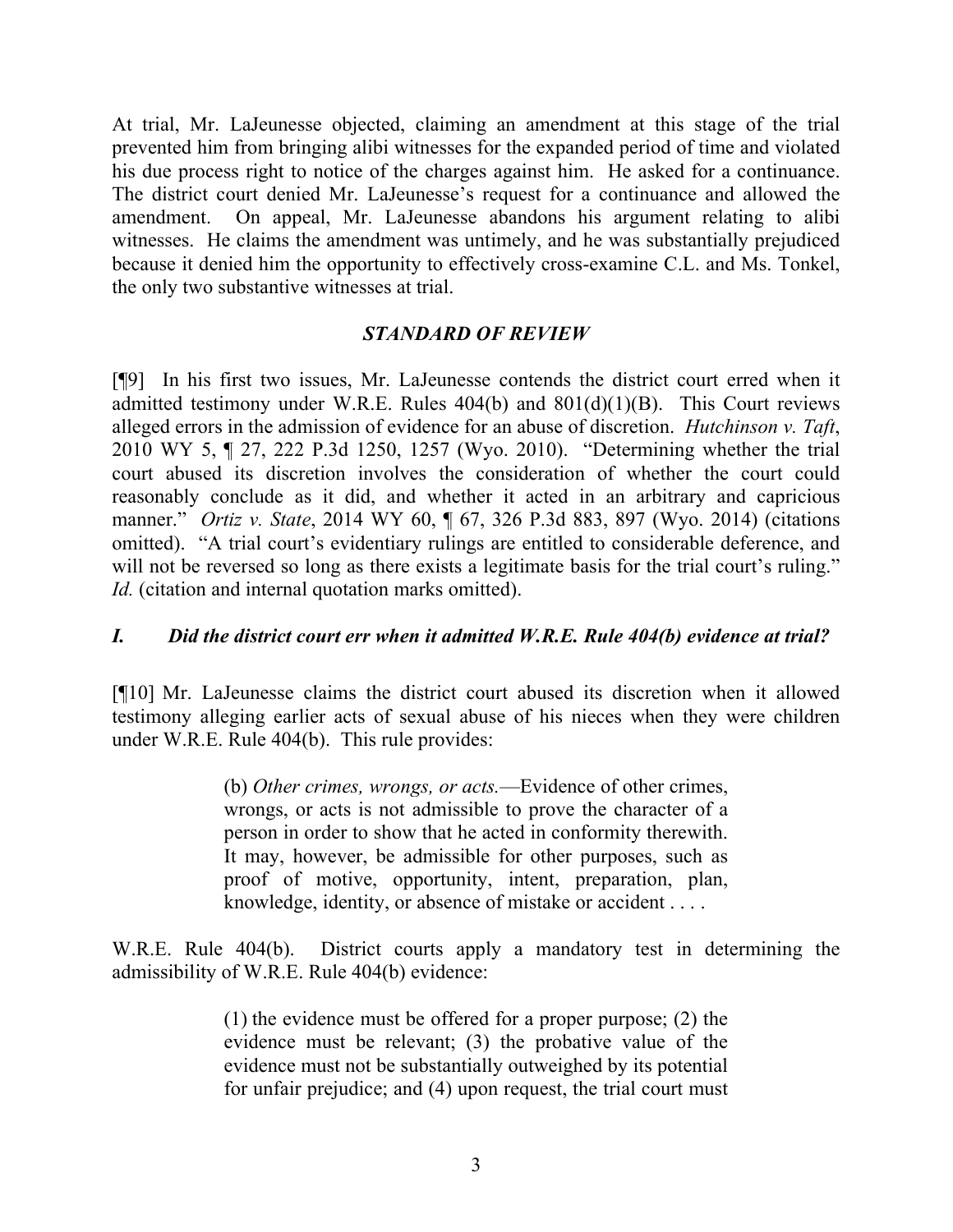At trial, Mr. LaJeunesse objected, claiming an amendment at this stage of the trial prevented him from bringing alibi witnesses for the expanded period of time and violated his due process right to notice of the charges against him. He asked for a continuance. The district court denied Mr. LaJeunesse's request for a continuance and allowed the amendment. On appeal, Mr. LaJeunesse abandons his argument relating to alibi witnesses. He claims the amendment was untimely, and he was substantially prejudiced because it denied him the opportunity to effectively cross-examine C.L. and Ms. Tonkel, the only two substantive witnesses at trial.

## *STANDARD OF REVIEW*

[¶9] In his first two issues, Mr. LaJeunesse contends the district court erred when it admitted testimony under W.R.E. Rules 404(b) and 801(d)(1)(B). This Court reviews alleged errors in the admission of evidence for an abuse of discretion. *Hutchinson v. Taft*, 2010 WY 5, ¶ 27, 222 P.3d 1250, 1257 (Wyo. 2010). "Determining whether the trial court abused its discretion involves the consideration of whether the court could reasonably conclude as it did, and whether it acted in an arbitrary and capricious manner." *Ortiz v. State*, 2014 WY 60, ¶ 67, 326 P.3d 883, 897 (Wyo. 2014) (citations omitted). "A trial court's evidentiary rulings are entitled to considerable deference, and will not be reversed so long as there exists a legitimate basis for the trial court's ruling." *Id.* (citation and internal quotation marks omitted).

### *I. Did the district court err when it admitted W.R.E. Rule 404(b) evidence at trial?*

[¶10] Mr. LaJeunesse claims the district court abused its discretion when it allowed testimony alleging earlier acts of sexual abuse of his nieces when they were children under W.R.E. Rule 404(b). This rule provides:

> (b) *Other crimes, wrongs, or acts.*—Evidence of other crimes, wrongs, or acts is not admissible to prove the character of a person in order to show that he acted in conformity therewith. It may, however, be admissible for other purposes, such as proof of motive, opportunity, intent, preparation, plan, knowledge, identity, or absence of mistake or accident . . . .

W.R.E. Rule 404(b). District courts apply a mandatory test in determining the admissibility of W.R.E. Rule 404(b) evidence:

> (1) the evidence must be offered for a proper purpose; (2) the evidence must be relevant; (3) the probative value of the evidence must not be substantially outweighed by its potential for unfair prejudice; and (4) upon request, the trial court must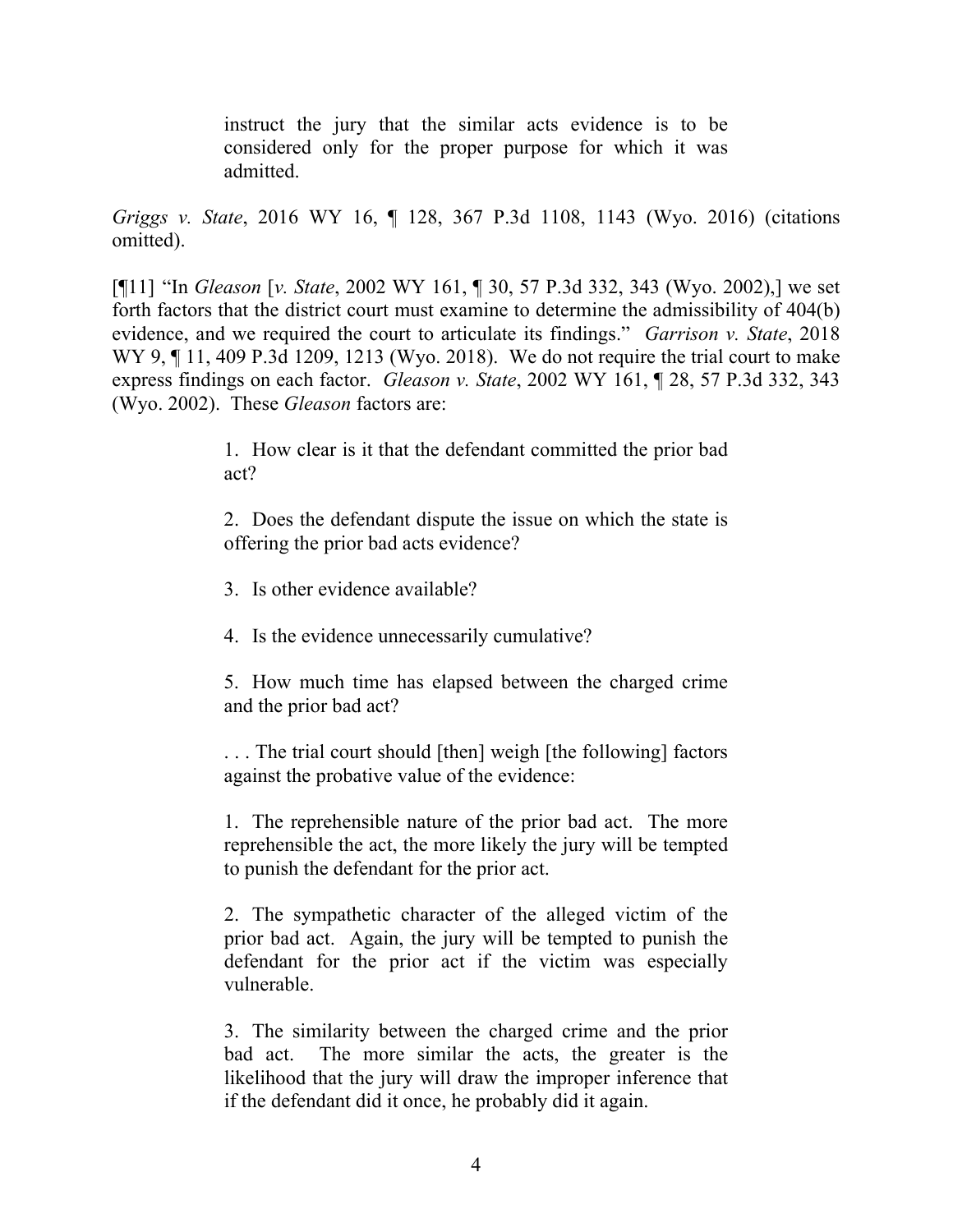> instruct the jury that the similar acts evidence is to be considered only for the proper purpose for which it was admitted.

*Griggs v. State*, 2016 WY 16, ¶ 128, 367 P.3d 1108, 1143 (Wyo. 2016) (citations omitted).

[¶11] "In *Gleason* [*v. State*, 2002 WY 161, ¶ 30, 57 P.3d 332, 343 (Wyo. 2002),] we set forth factors that the district court must examine to determine the admissibility of 404(b) evidence, and we required the court to articulate its findings." *Garrison v. State*, 2018 WY 9, ¶ 11, 409 P.3d 1209, 1213 (Wyo. 2018). We do not require the trial court to make express findings on each factor. *Gleason v. State*, 2002 WY 161, ¶ 28, 57 P.3d 332, 343 (Wyo. 2002). These *Gleason* factors are:

> 1. How clear is it that the defendant committed the prior bad act?
>
> 2. Does the defendant dispute the issue on which the state is offering the prior bad acts evidence?
>
> 3. Is other evidence available?
>
> 4. Is the evidence unnecessarily cumulative?
>
> 5. How much time has elapsed between the charged crime and the prior bad act?
>
> . . . The trial court should [then] weigh [the following] factors against the probative value of the evidence:
>
> 1. The reprehensible nature of the prior bad act. The more reprehensible the act, the more likely the jury will be tempted to punish the defendant for the prior act.
>
> 2. The sympathetic character of the alleged victim of the prior bad act. Again, the jury will be tempted to punish the defendant for the prior act if the victim was especially vulnerable.
>
> 3. The similarity between the charged crime and the prior bad act. The more similar the acts, the greater is the likelihood that the jury will draw the improper inference that if the defendant did it once, he probably did it again.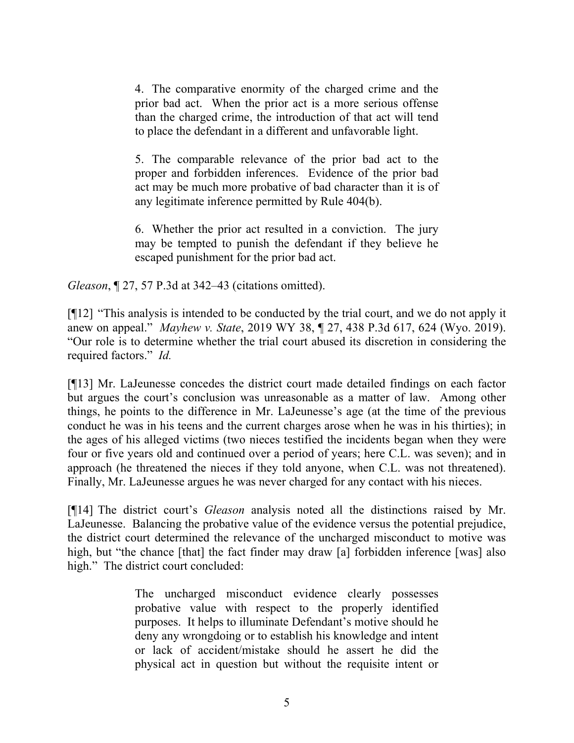> 4. The comparative enormity of the charged crime and the prior bad act. When the prior act is a more serious offense than the charged crime, the introduction of that act will tend to place the defendant in a different and unfavorable light.
>
> 5. The comparable relevance of the prior bad act to the proper and forbidden inferences. Evidence of the prior bad act may be much more probative of bad character than it is of any legitimate inference permitted by Rule 404(b).
>
> 6. Whether the prior act resulted in a conviction. The jury may be tempted to punish the defendant if they believe he escaped punishment for the prior bad act.

*Gleason*, ¶ 27, 57 P.3d at 342–43 (citations omitted).

[¶12] "This analysis is intended to be conducted by the trial court, and we do not apply it anew on appeal." *Mayhew v. State*, 2019 WY 38, ¶ 27, 438 P.3d 617, 624 (Wyo. 2019). "Our role is to determine whether the trial court abused its discretion in considering the required factors." *Id.*

[¶13] Mr. LaJeunesse concedes the district court made detailed findings on each factor but argues the court's conclusion was unreasonable as a matter of law. Among other things, he points to the difference in Mr. LaJeunesse's age (at the time of the previous conduct he was in his teens and the current charges arose when he was in his thirties); in the ages of his alleged victims (two nieces testified the incidents began when they were four or five years old and continued over a period of years; here C.L. was seven); and in approach (he threatened the nieces if they told anyone, when C.L. was not threatened). Finally, Mr. LaJeunesse argues he was never charged for any contact with his nieces.

[¶14] The district court's *Gleason* analysis noted all the distinctions raised by Mr. LaJeunesse. Balancing the probative value of the evidence versus the potential prejudice, the district court determined the relevance of the uncharged misconduct to motive was high, but "the chance [that] the fact finder may draw [a] forbidden inference [was] also high." The district court concluded:

> The uncharged misconduct evidence clearly possesses probative value with respect to the properly identified purposes. It helps to illuminate Defendant's motive should he deny any wrongdoing or to establish his knowledge and intent or lack of accident/mistake should he assert he did the physical act in question but without the requisite intent or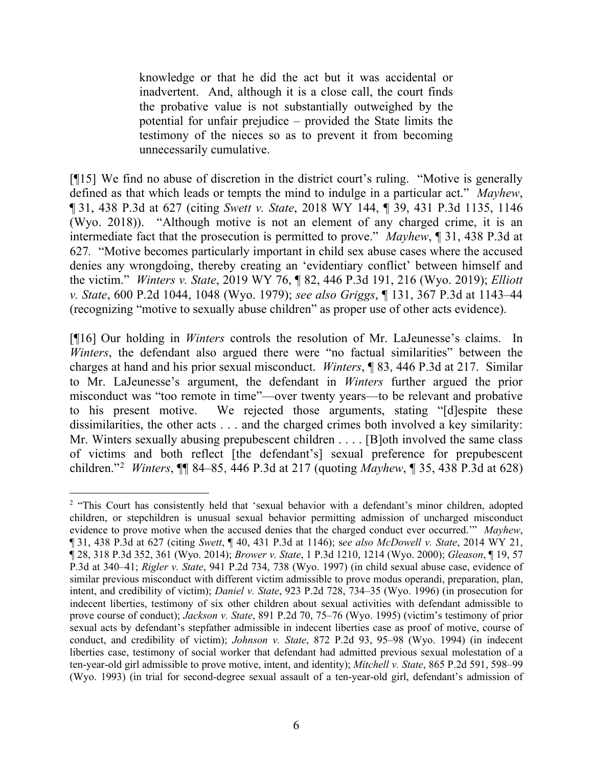> knowledge or that he did the act but it was accidental or inadvertent. And, although it is a close call, the court finds the probative value is not substantially outweighed by the potential for unfair prejudice – provided the State limits the testimony of the nieces so as to prevent it from becoming unnecessarily cumulative.

[¶15] We find no abuse of discretion in the district court's ruling. "Motive is generally defined as that which leads or tempts the mind to indulge in a particular act." *Mayhew*, ¶ 31, 438 P.3d at 627 (citing *Swett v. State*, 2018 WY 144, ¶ 39, 431 P.3d 1135, 1146 (Wyo. 2018)). "Although motive is not an element of any charged crime, it is an intermediate fact that the prosecution is permitted to prove." *Mayhew*, ¶ 31, 438 P.3d at 627. "Motive becomes particularly important in child sex abuse cases where the accused denies any wrongdoing, thereby creating an 'evidentiary conflict' between himself and the victim." *Winters v. State*, 2019 WY 76, ¶ 82, 446 P.3d 191, 216 (Wyo. 2019); *Elliott v. State*, 600 P.2d 1044, 1048 (Wyo. 1979); *see also Griggs*, ¶ 131, 367 P.3d at 1143–44 (recognizing "motive to sexually abuse children" as proper use of other acts evidence).

[¶16] Our holding in *Winters* controls the resolution of Mr. LaJeunesse's claims. In *Winters*, the defendant also argued there were "no factual similarities" between the charges at hand and his prior sexual misconduct. *Winters*, ¶ 83, 446 P.3d at 217. Similar to Mr. LaJeunesse's argument, the defendant in *Winters* further argued the prior misconduct was "too remote in time"—over twenty years—to be relevant and probative to his present motive. We rejected those arguments, stating "[d]espite these dissimilarities, the other acts . . . and the charged crimes both involved a key similarity: Mr. Winters sexually abusing prepubescent children . . . . [B]oth involved the same class of victims and both reflect [the defendant's] sexual preference for prepubescent children."[2] *Winters*, ¶¶ 84–85, 446 P.3d at 217 (quoting *Mayhew*, ¶ 35, 438 P.3d at 628)

---

[2] "This Court has consistently held that 'sexual behavior with a defendant's minor children, adopted children, or stepchildren is unusual sexual behavior permitting admission of uncharged misconduct evidence to prove motive when the accused denies that the charged conduct ever occurred.'" *Mayhew*, ¶ 31, 438 P.3d at 627 (citing *Swett*, ¶ 40, 431 P.3d at 1146); s*ee also McDowell v. State*, 2014 WY 21, ¶ 28, 318 P.3d 352, 361 (Wyo. 2014); *Brower v. State*, 1 P.3d 1210, 1214 (Wyo. 2000); *Gleason*, ¶ 19, 57 P.3d at 340–41; *Rigler v. State*, 941 P.2d 734, 738 (Wyo. 1997) (in child sexual abuse case, evidence of similar previous misconduct with different victim admissible to prove modus operandi, preparation, plan, intent, and credibility of victim); *Daniel v. State*, 923 P.2d 728, 734–35 (Wyo. 1996) (in prosecution for indecent liberties, testimony of six other children about sexual activities with defendant admissible to prove course of conduct); *Jackson v. State*, 891 P.2d 70, 75–76 (Wyo. 1995) (victim's testimony of prior sexual acts by defendant's stepfather admissible in indecent liberties case as proof of motive, course of conduct, and credibility of victim); *Johnson v. State*, 872 P.2d 93, 95–98 (Wyo. 1994) (in indecent liberties case, testimony of social worker that defendant had admitted previous sexual molestation of a ten-year-old girl admissible to prove motive, intent, and identity); *Mitchell v. State*, 865 P.2d 591, 598–99 (Wyo. 1993) (in trial for second-degree sexual assault of a ten-year-old girl, defendant's admission of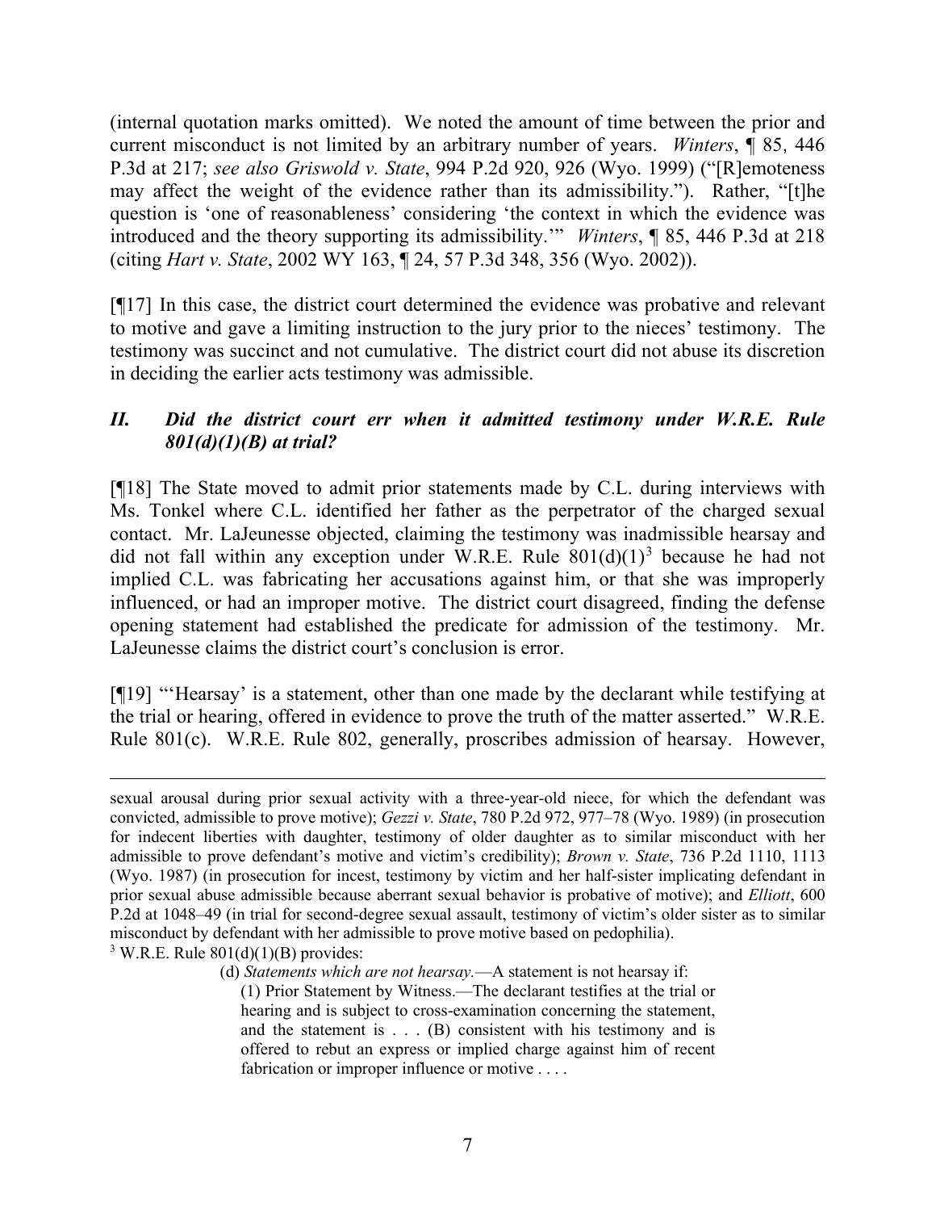(internal quotation marks omitted). We noted the amount of time between the prior and current misconduct is not limited by an arbitrary number of years. *Winters*, ¶ 85, 446 P.3d at 217; *see also Griswold v. State*, 994 P.2d 920, 926 (Wyo. 1999) ("[R]emoteness may affect the weight of the evidence rather than its admissibility."). Rather, "[t]he question is 'one of reasonableness' considering 'the context in which the evidence was introduced and the theory supporting its admissibility.'" *Winters*, ¶ 85, 446 P.3d at 218 (citing *Hart v. State*, 2002 WY 163, ¶ 24, 57 P.3d 348, 356 (Wyo. 2002)).

[¶17] In this case, the district court determined the evidence was probative and relevant to motive and gave a limiting instruction to the jury prior to the nieces' testimony. The testimony was succinct and not cumulative. The district court did not abuse its discretion in deciding the earlier acts testimony was admissible.

### *II. Did the district court err when it admitted testimony under W.R.E. Rule 801(d)(1)(B) at trial?*

[¶18] The State moved to admit prior statements made by C.L. during interviews with Ms. Tonkel where C.L. identified her father as the perpetrator of the charged sexual contact. Mr. LaJeunesse objected, claiming the testimony was inadmissible hearsay and did not fall within any exception under W.R.E. Rule 801(d)(1)[3] because he had not implied C.L. was fabricating her accusations against him, or that she was improperly influenced, or had an improper motive. The district court disagreed, finding the defense opening statement had established the predicate for admission of the testimony. Mr. LaJeunesse claims the district court's conclusion is error.

[¶19] "'Hearsay' is a statement, other than one made by the declarant while testifying at the trial or hearing, offered in evidence to prove the truth of the matter asserted." W.R.E. Rule 801(c). W.R.E. Rule 802, generally, proscribes admission of hearsay. However,

---

sexual arousal during prior sexual activity with a three-year-old niece, for which the defendant was convicted, admissible to prove motive); *Gezzi v. State*, 780 P.2d 972, 977–78 (Wyo. 1989) (in prosecution for indecent liberties with daughter, testimony of older daughter as to similar misconduct with her admissible to prove defendant's motive and victim's credibility); *Brown v. State*, 736 P.2d 1110, 1113 (Wyo. 1987) (in prosecution for incest, testimony by victim and her half-sister implicating defendant in prior sexual abuse admissible because aberrant sexual behavior is probative of motive); and *Elliott*, 600 P.2d at 1048–49 (in trial for second-degree sexual assault, testimony of victim's older sister as to similar misconduct by defendant with her admissible to prove motive based on pedophilia).

[3] W.R.E. Rule 801(d)(1)(B) provides:

> (d) *Statements which are not hearsay.*—A statement is not hearsay if:
>
> (1) Prior Statement by Witness.—The declarant testifies at the trial or hearing and is subject to cross-examination concerning the statement, and the statement is . . . (B) consistent with his testimony and is offered to rebut an express or implied charge against him of recent fabrication or improper influence or motive . . . .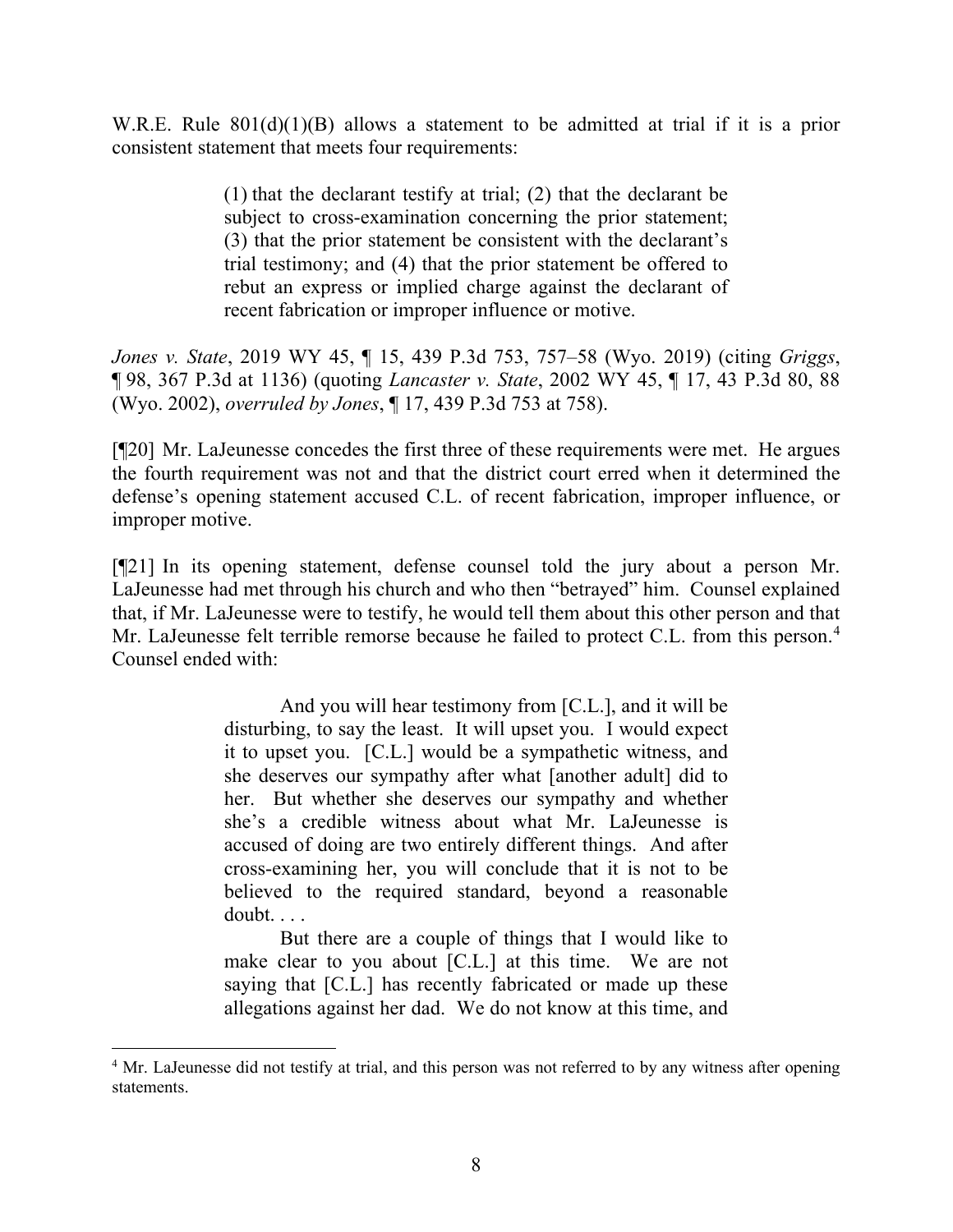W.R.E. Rule 801(d)(1)(B) allows a statement to be admitted at trial if it is a prior consistent statement that meets four requirements:

> (1) that the declarant testify at trial; (2) that the declarant be subject to cross-examination concerning the prior statement; (3) that the prior statement be consistent with the declarant's trial testimony; and (4) that the prior statement be offered to rebut an express or implied charge against the declarant of recent fabrication or improper influence or motive.

*Jones v. State*, 2019 WY 45, ¶ 15, 439 P.3d 753, 757–58 (Wyo. 2019) (citing *Griggs*, ¶ 98, 367 P.3d at 1136) (quoting *Lancaster v. State*, 2002 WY 45, ¶ 17, 43 P.3d 80, 88 (Wyo. 2002), *overruled by Jones*, ¶ 17, 439 P.3d 753 at 758).

[¶20] Mr. LaJeunesse concedes the first three of these requirements were met. He argues the fourth requirement was not and that the district court erred when it determined the defense's opening statement accused C.L. of recent fabrication, improper influence, or improper motive.

[¶21] In its opening statement, defense counsel told the jury about a person Mr. LaJeunesse had met through his church and who then "betrayed" him. Counsel explained that, if Mr. LaJeunesse were to testify, he would tell them about this other person and that Mr. LaJeunesse felt terrible remorse because he failed to protect C.L. from this person.[4] Counsel ended with:

> And you will hear testimony from [C.L.], and it will be disturbing, to say the least. It will upset you. I would expect it to upset you. [C.L.] would be a sympathetic witness, and she deserves our sympathy after what [another adult] did to her. But whether she deserves our sympathy and whether she's a credible witness about what Mr. LaJeunesse is accused of doing are two entirely different things. And after cross-examining her, you will conclude that it is not to be believed to the required standard, beyond a reasonable doubt. . . .
>
> But there are a couple of things that I would like to make clear to you about [C.L.] at this time. We are not saying that [C.L.] has recently fabricated or made up these allegations against her dad. We do not know at this time, and

[4] Mr. LaJeunesse did not testify at trial, and this person was not referred to by any witness after opening statements.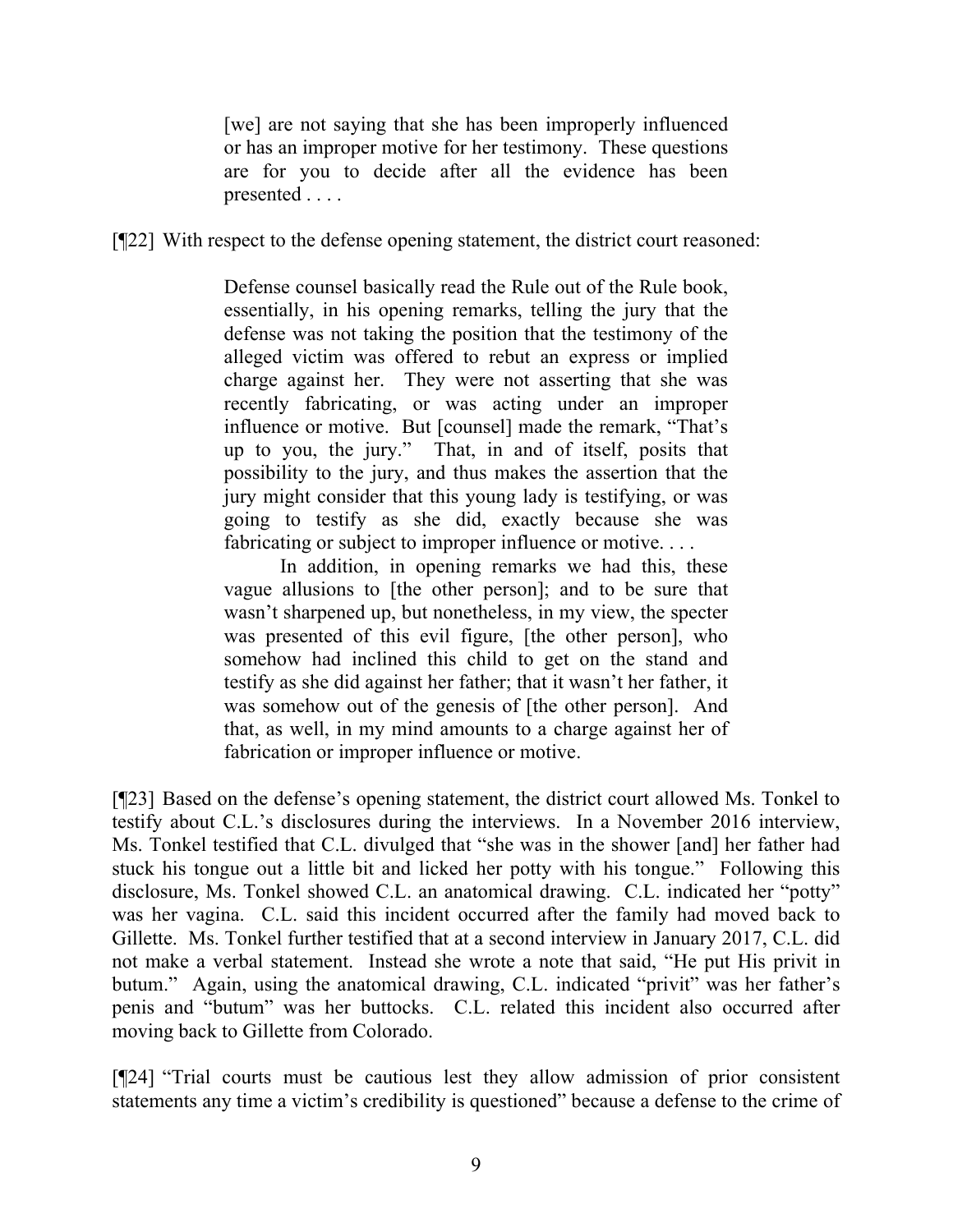> [we] are not saying that she has been improperly influenced or has an improper motive for her testimony. These questions are for you to decide after all the evidence has been presented . . . .

[¶22] With respect to the defense opening statement, the district court reasoned:

> Defense counsel basically read the Rule out of the Rule book, essentially, in his opening remarks, telling the jury that the defense was not taking the position that the testimony of the alleged victim was offered to rebut an express or implied charge against her. They were not asserting that she was recently fabricating, or was acting under an improper influence or motive. But [counsel] made the remark, "That's up to you, the jury." That, in and of itself, posits that possibility to the jury, and thus makes the assertion that the jury might consider that this young lady is testifying, or was going to testify as she did, exactly because she was fabricating or subject to improper influence or motive. . . .
>
> In addition, in opening remarks we had this, these vague allusions to [the other person]; and to be sure that wasn't sharpened up, but nonetheless, in my view, the specter was presented of this evil figure, [the other person], who somehow had inclined this child to get on the stand and testify as she did against her father; that it wasn't her father, it was somehow out of the genesis of [the other person]. And that, as well, in my mind amounts to a charge against her of fabrication or improper influence or motive.

[¶23] Based on the defense's opening statement, the district court allowed Ms. Tonkel to testify about C.L.'s disclosures during the interviews. In a November 2016 interview, Ms. Tonkel testified that C.L. divulged that "she was in the shower [and] her father had stuck his tongue out a little bit and licked her potty with his tongue." Following this disclosure, Ms. Tonkel showed C.L. an anatomical drawing. C.L. indicated her "potty" was her vagina. C.L. said this incident occurred after the family had moved back to Gillette. Ms. Tonkel further testified that at a second interview in January 2017, C.L. did not make a verbal statement. Instead she wrote a note that said, "He put His privit in butum." Again, using the anatomical drawing, C.L. indicated "privit" was her father's penis and "butum" was her buttocks. C.L. related this incident also occurred after moving back to Gillette from Colorado.

[¶24] "Trial courts must be cautious lest they allow admission of prior consistent statements any time a victim's credibility is questioned" because a defense to the crime of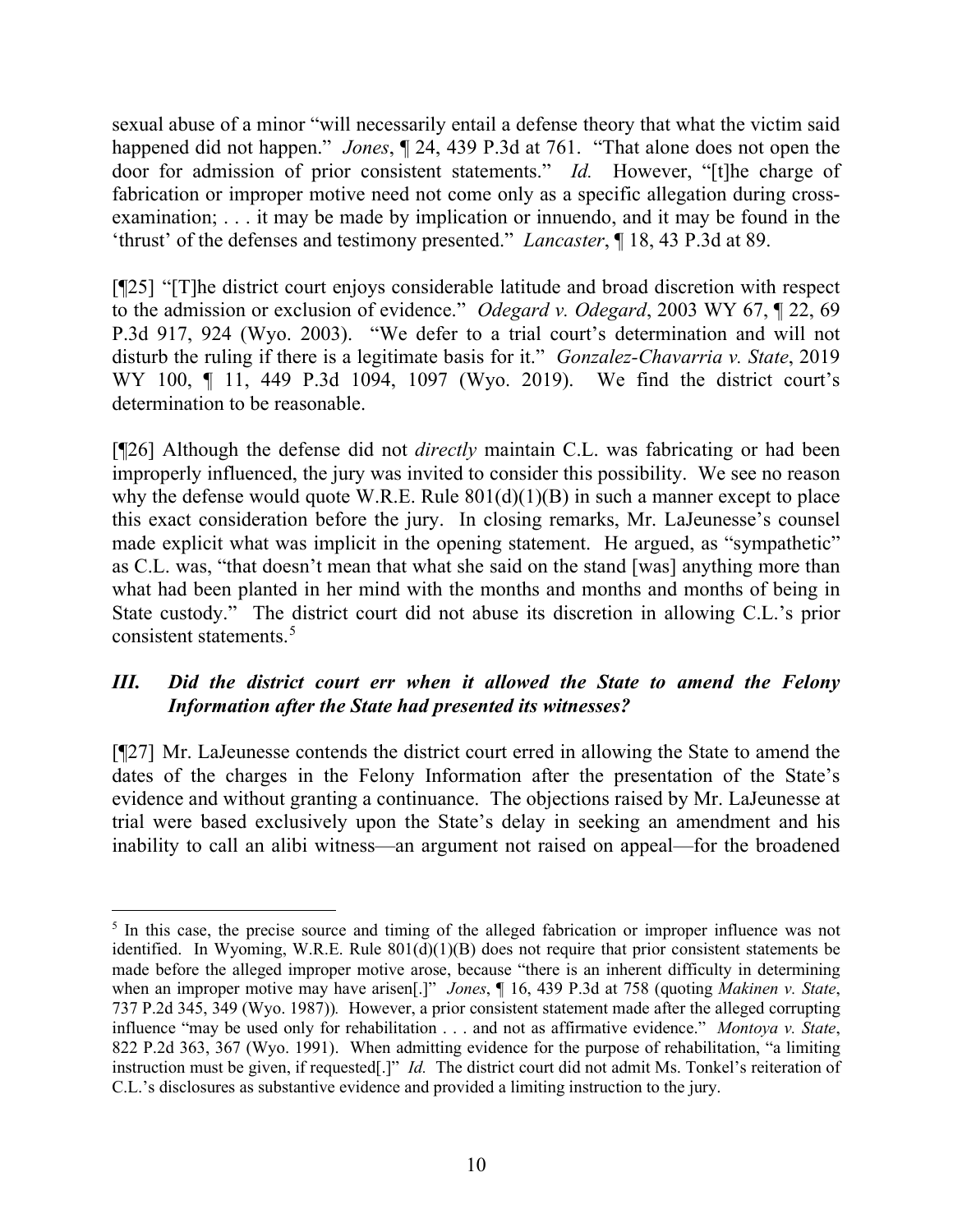sexual abuse of a minor "will necessarily entail a defense theory that what the victim said happened did not happen." *Jones*, ¶ 24, 439 P.3d at 761. "That alone does not open the door for admission of prior consistent statements." *Id.* However, "[t]he charge of fabrication or improper motive need not come only as a specific allegation during cross-examination; . . . it may be made by implication or innuendo, and it may be found in the 'thrust' of the defenses and testimony presented." *Lancaster*, ¶ 18, 43 P.3d at 89.

[¶25] "[T]he district court enjoys considerable latitude and broad discretion with respect to the admission or exclusion of evidence." *Odegard v. Odegard*, 2003 WY 67, ¶ 22, 69 P.3d 917, 924 (Wyo. 2003). "We defer to a trial court's determination and will not disturb the ruling if there is a legitimate basis for it." *Gonzalez-Chavarria v. State*, 2019 WY 100, ¶ 11, 449 P.3d 1094, 1097 (Wyo. 2019). We find the district court's determination to be reasonable.

[¶26] Although the defense did not *directly* maintain C.L. was fabricating or had been improperly influenced, the jury was invited to consider this possibility. We see no reason why the defense would quote W.R.E. Rule 801(d)(1)(B) in such a manner except to place this exact consideration before the jury. In closing remarks, Mr. LaJeunesse's counsel made explicit what was implicit in the opening statement. He argued, as "sympathetic" as C.L. was, "that doesn't mean that what she said on the stand [was] anything more than what had been planted in her mind with the months and months and months of being in State custody." The district court did not abuse its discretion in allowing C.L.'s prior consistent statements.[5]

### *III. Did the district court err when it allowed the State to amend the Felony Information after the State had presented its witnesses?*

[¶27] Mr. LaJeunesse contends the district court erred in allowing the State to amend the dates of the charges in the Felony Information after the presentation of the State's evidence and without granting a continuance. The objections raised by Mr. LaJeunesse at trial were based exclusively upon the State's delay in seeking an amendment and his inability to call an alibi witness—an argument not raised on appeal—for the broadened

---

[5] In this case, the precise source and timing of the alleged fabrication or improper influence was not identified. In Wyoming, W.R.E. Rule 801(d)(1)(B) does not require that prior consistent statements be made before the alleged improper motive arose, because "there is an inherent difficulty in determining when an improper motive may have arisen[.]" *Jones*, ¶ 16, 439 P.3d at 758 (quoting *Makinen v. State*, 737 P.2d 345, 349 (Wyo. 1987)). However, a prior consistent statement made after the alleged corrupting influence "may be used only for rehabilitation . . . and not as affirmative evidence." *Montoya v. State*, 822 P.2d 363, 367 (Wyo. 1991). When admitting evidence for the purpose of rehabilitation, "a limiting instruction must be given, if requested[.]" *Id.* The district court did not admit Ms. Tonkel's reiteration of C.L.'s disclosures as substantive evidence and provided a limiting instruction to the jury.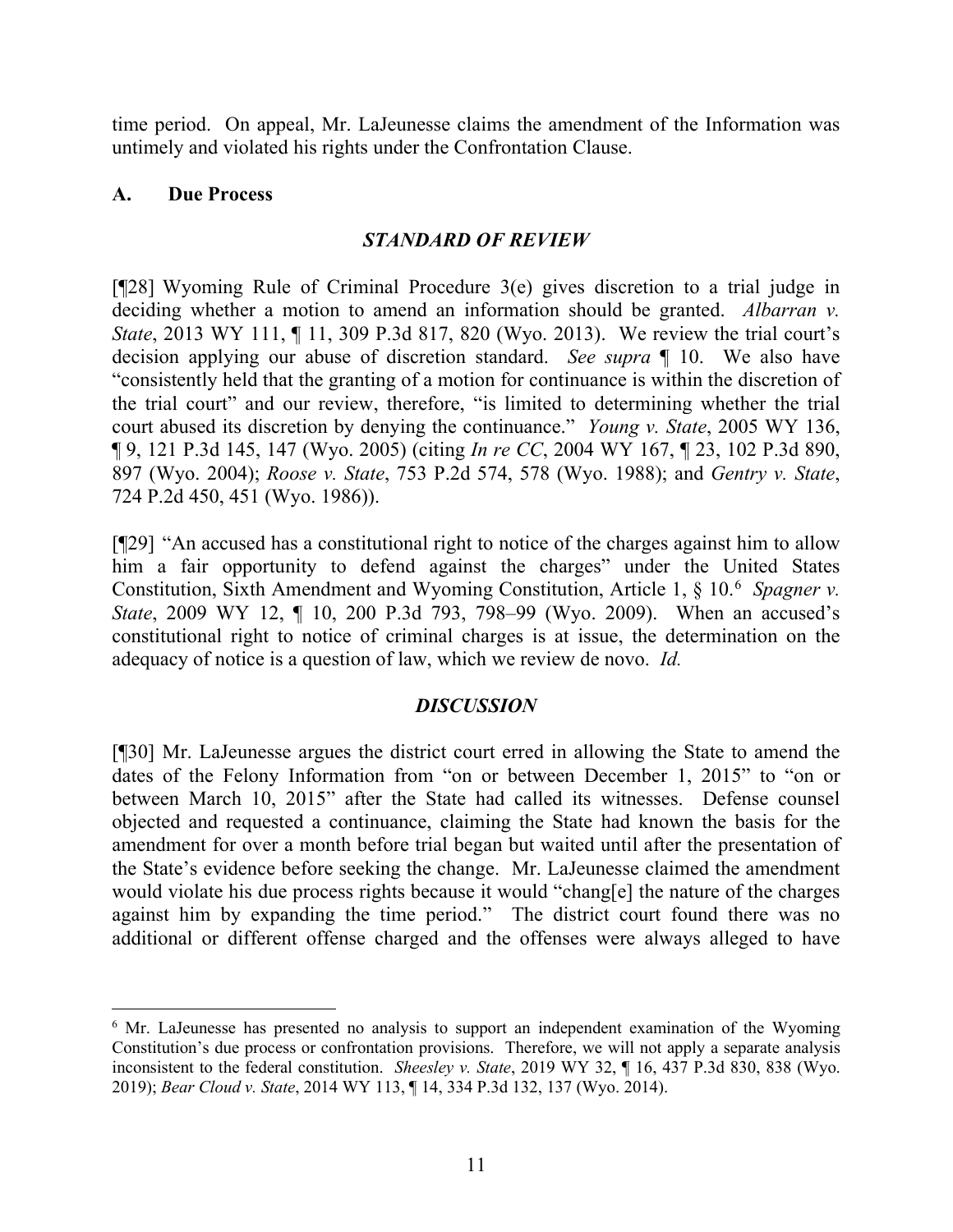time period. On appeal, Mr. LaJeunesse claims the amendment of the Information was untimely and violated his rights under the Confrontation Clause.

## A. Due Process

### *STANDARD OF REVIEW*

[¶28] Wyoming Rule of Criminal Procedure 3(e) gives discretion to a trial judge in deciding whether a motion to amend an information should be granted. *Albarran v. State*, 2013 WY 111, ¶ 11, 309 P.3d 817, 820 (Wyo. 2013). We review the trial court's decision applying our abuse of discretion standard. *See supra* ¶ 10. We also have "consistently held that the granting of a motion for continuance is within the discretion of the trial court" and our review, therefore, "is limited to determining whether the trial court abused its discretion by denying the continuance." *Young v. State*, 2005 WY 136, ¶ 9, 121 P.3d 145, 147 (Wyo. 2005) (citing *In re CC*, 2004 WY 167, ¶ 23, 102 P.3d 890, 897 (Wyo. 2004); *Roose v. State*, 753 P.2d 574, 578 (Wyo. 1988); and *Gentry v. State*, 724 P.2d 450, 451 (Wyo. 1986)).

[¶29] "An accused has a constitutional right to notice of the charges against him to allow him a fair opportunity to defend against the charges" under the United States Constitution, Sixth Amendment and Wyoming Constitution, Article 1, § 10.[6] *Spagner v. State*, 2009 WY 12, ¶ 10, 200 P.3d 793, 798–99 (Wyo. 2009). When an accused's constitutional right to notice of criminal charges is at issue, the determination on the adequacy of notice is a question of law, which we review de novo. *Id.*

### *DISCUSSION*

[¶30] Mr. LaJeunesse argues the district court erred in allowing the State to amend the dates of the Felony Information from "on or between December 1, 2015" to "on or between March 10, 2015" after the State had called its witnesses. Defense counsel objected and requested a continuance, claiming the State had known the basis for the amendment for over a month before trial began but waited until after the presentation of the State's evidence before seeking the change. Mr. LaJeunesse claimed the amendment would violate his due process rights because it would "chang[e] the nature of the charges against him by expanding the time period." The district court found there was no additional or different offense charged and the offenses were always alleged to have

---

[6] Mr. LaJeunesse has presented no analysis to support an independent examination of the Wyoming Constitution's due process or confrontation provisions. Therefore, we will not apply a separate analysis inconsistent to the federal constitution. *Sheesley v. State*, 2019 WY 32, ¶ 16, 437 P.3d 830, 838 (Wyo. 2019); *Bear Cloud v. State*, 2014 WY 113, ¶ 14, 334 P.3d 132, 137 (Wyo. 2014).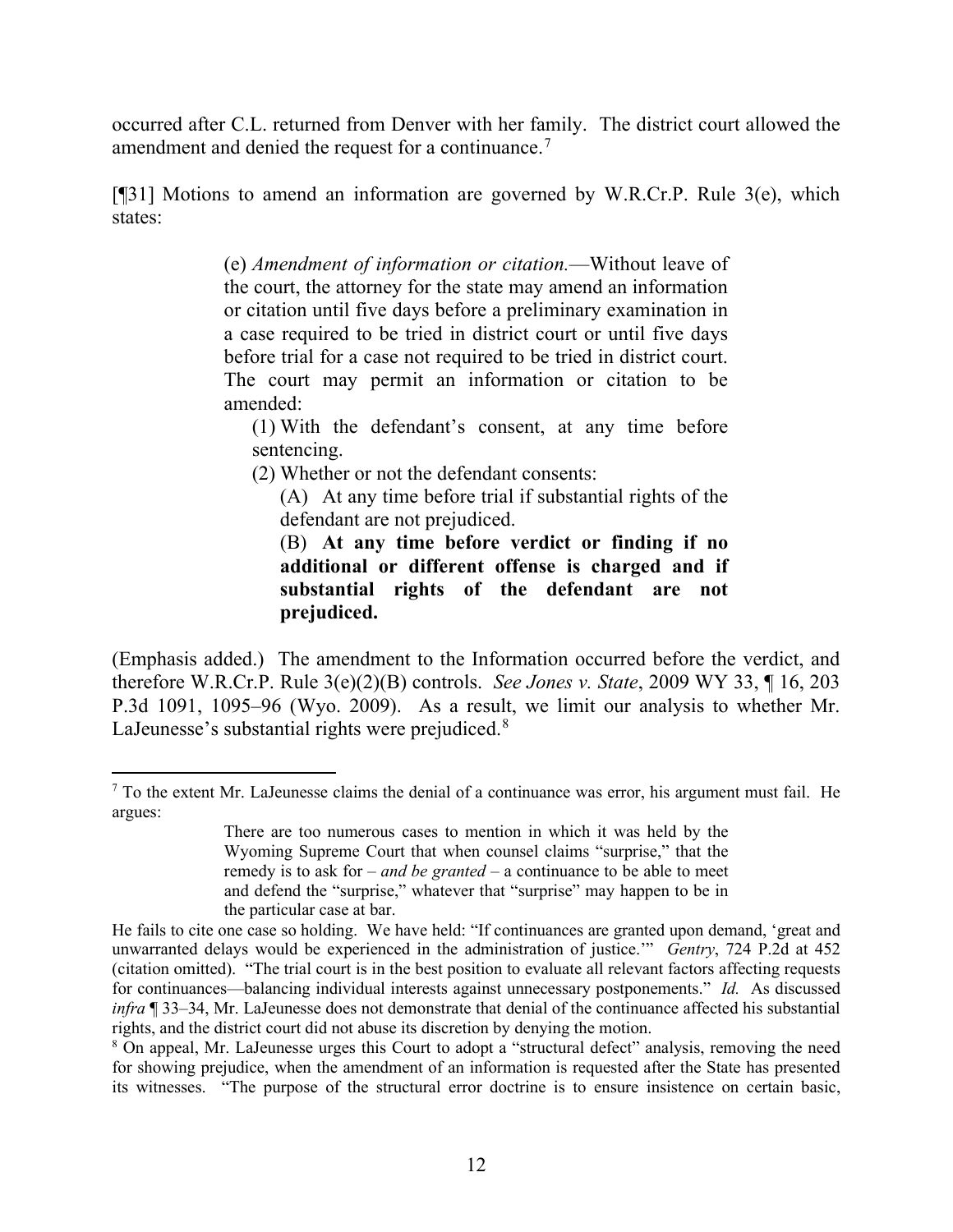occurred after C.L. returned from Denver with her family. The district court allowed the amendment and denied the request for a continuance.[7]

[¶31] Motions to amend an information are governed by W.R.Cr.P. Rule 3(e), which states:

> (e) *Amendment of information or citation.*—Without leave of the court, the attorney for the state may amend an information or citation until five days before a preliminary examination in a case required to be tried in district court or until five days before trial for a case not required to be tried in district court. The court may permit an information or citation to be amended:
>
> (1) With the defendant's consent, at any time before sentencing.
>
> (2) Whether or not the defendant consents:
>
> (A) At any time before trial if substantial rights of the defendant are not prejudiced.
>
> (B) **At any time before verdict or finding if no additional or different offense is charged and if substantial rights of the defendant are not prejudiced.**

(Emphasis added.) The amendment to the Information occurred before the verdict, and therefore W.R.Cr.P. Rule 3(e)(2)(B) controls. *See Jones v. State*, 2009 WY 33, ¶ 16, 203 P.3d 1091, 1095–96 (Wyo. 2009). As a result, we limit our analysis to whether Mr. LaJeunesse's substantial rights were prejudiced.[8]

---

[7] To the extent Mr. LaJeunesse claims the denial of a continuance was error, his argument must fail. He argues:

> There are too numerous cases to mention in which it was held by the Wyoming Supreme Court that when counsel claims "surprise," that the remedy is to ask for – *and be granted* – a continuance to be able to meet and defend the "surprise," whatever that "surprise" may happen to be in the particular case at bar.

He fails to cite one case so holding. We have held: "If continuances are granted upon demand, 'great and unwarranted delays would be experienced in the administration of justice.'" *Gentry*, 724 P.2d at 452 (citation omitted). "The trial court is in the best position to evaluate all relevant factors affecting requests for continuances—balancing individual interests against unnecessary postponements." *Id.* As discussed *infra* ¶ 33–34, Mr. LaJeunesse does not demonstrate that denial of the continuance affected his substantial rights, and the district court did not abuse its discretion by denying the motion.

[8] On appeal, Mr. LaJeunesse urges this Court to adopt a "structural defect" analysis, removing the need for showing prejudice, when the amendment of an information is requested after the State has presented its witnesses. "The purpose of the structural error doctrine is to ensure insistence on certain basic,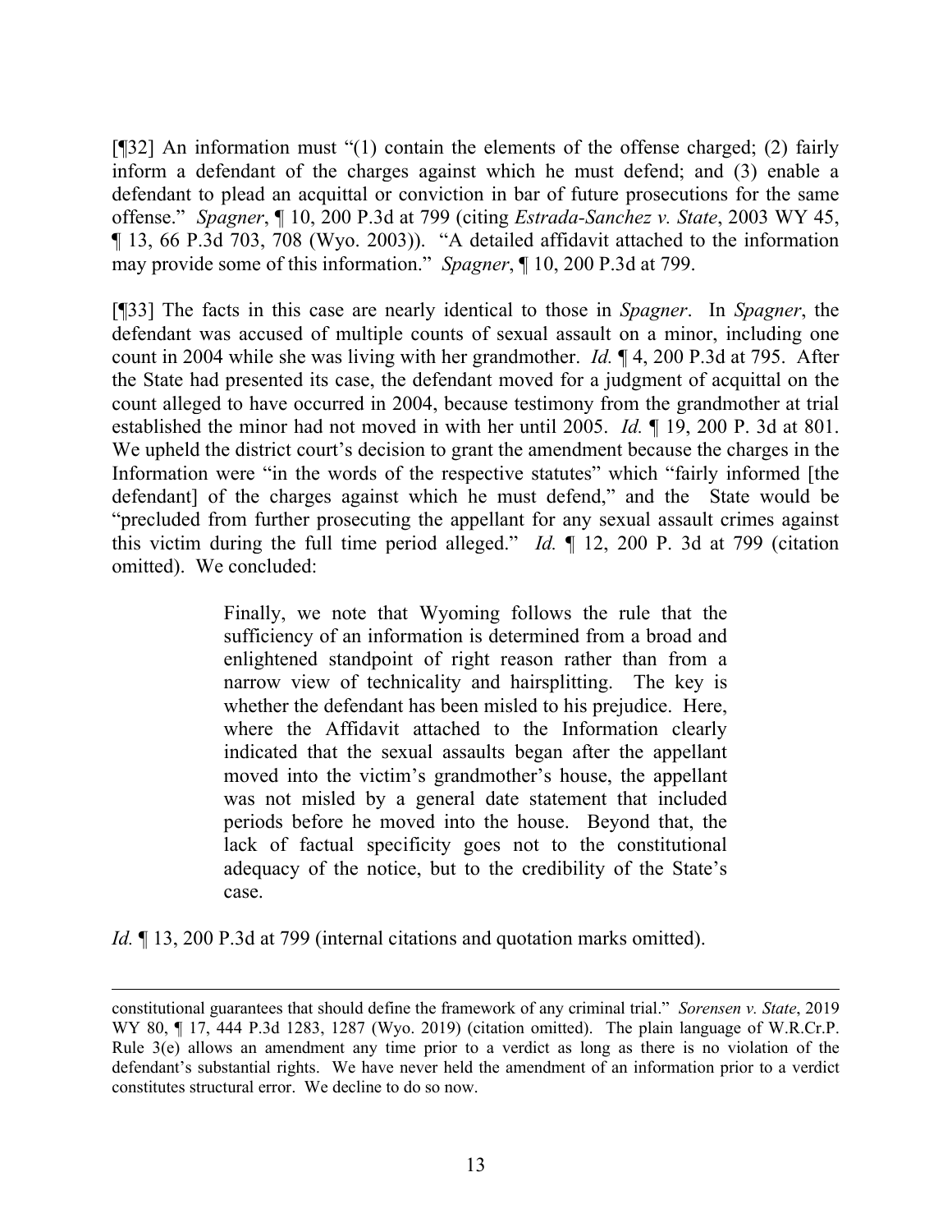[¶32] An information must "(1) contain the elements of the offense charged; (2) fairly inform a defendant of the charges against which he must defend; and (3) enable a defendant to plead an acquittal or conviction in bar of future prosecutions for the same offense." *Spagner*, ¶ 10, 200 P.3d at 799 (citing *Estrada-Sanchez v. State*, 2003 WY 45, ¶ 13, 66 P.3d 703, 708 (Wyo. 2003)). "A detailed affidavit attached to the information may provide some of this information." *Spagner*, ¶ 10, 200 P.3d at 799.

[¶33] The facts in this case are nearly identical to those in *Spagner*. In *Spagner*, the defendant was accused of multiple counts of sexual assault on a minor, including one count in 2004 while she was living with her grandmother. *Id.* ¶ 4, 200 P.3d at 795. After the State had presented its case, the defendant moved for a judgment of acquittal on the count alleged to have occurred in 2004, because testimony from the grandmother at trial established the minor had not moved in with her until 2005. *Id.* ¶ 19, 200 P. 3d at 801. We upheld the district court's decision to grant the amendment because the charges in the Information were "in the words of the respective statutes" which "fairly informed [the defendant] of the charges against which he must defend," and the State would be "precluded from further prosecuting the appellant for any sexual assault crimes against this victim during the full time period alleged." *Id.* ¶ 12, 200 P. 3d at 799 (citation omitted). We concluded:

> Finally, we note that Wyoming follows the rule that the sufficiency of an information is determined from a broad and enlightened standpoint of right reason rather than from a narrow view of technicality and hairsplitting. The key is whether the defendant has been misled to his prejudice. Here, where the Affidavit attached to the Information clearly indicated that the sexual assaults began after the appellant moved into the victim's grandmother's house, the appellant was not misled by a general date statement that included periods before he moved into the house. Beyond that, the lack of factual specificity goes not to the constitutional adequacy of the notice, but to the credibility of the State's case.

*Id.* ¶ 13, 200 P.3d at 799 (internal citations and quotation marks omitted).

---

constitutional guarantees that should define the framework of any criminal trial." *Sorensen v. State*, 2019 WY 80, ¶ 17, 444 P.3d 1283, 1287 (Wyo. 2019) (citation omitted). The plain language of W.R.Cr.P. Rule 3(e) allows an amendment any time prior to a verdict as long as there is no violation of the defendant's substantial rights. We have never held the amendment of an information prior to a verdict constitutes structural error. We decline to do so now.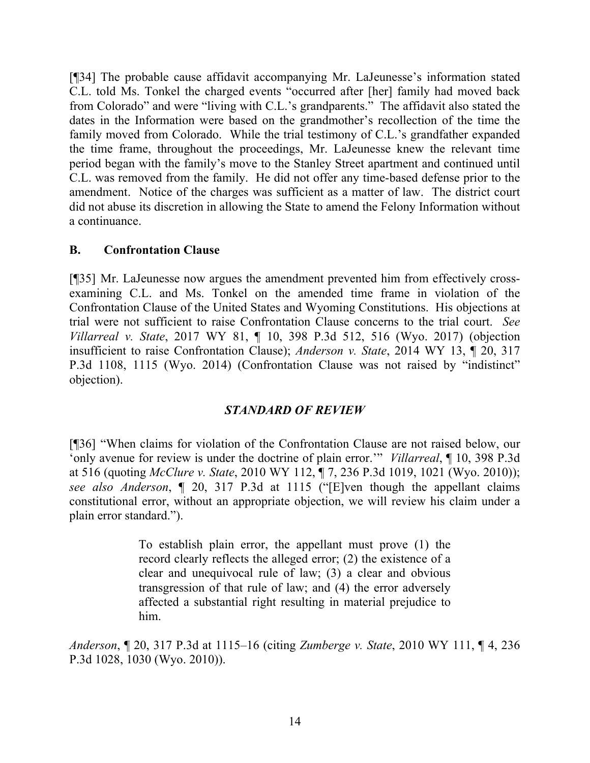[¶34] The probable cause affidavit accompanying Mr. LaJeunesse's information stated C.L. told Ms. Tonkel the charged events "occurred after [her] family had moved back from Colorado" and were "living with C.L.'s grandparents." The affidavit also stated the dates in the Information were based on the grandmother's recollection of the time the family moved from Colorado. While the trial testimony of C.L.'s grandfather expanded the time frame, throughout the proceedings, Mr. LaJeunesse knew the relevant time period began with the family's move to the Stanley Street apartment and continued until C.L. was removed from the family. He did not offer any time-based defense prior to the amendment. Notice of the charges was sufficient as a matter of law. The district court did not abuse its discretion in allowing the State to amend the Felony Information without a continuance.

## B. Confrontation Clause

[¶35] Mr. LaJeunesse now argues the amendment prevented him from effectively cross-examining C.L. and Ms. Tonkel on the amended time frame in violation of the Confrontation Clause of the United States and Wyoming Constitutions. His objections at trial were not sufficient to raise Confrontation Clause concerns to the trial court. *See Villarreal v. State*, 2017 WY 81, ¶ 10, 398 P.3d 512, 516 (Wyo. 2017) (objection insufficient to raise Confrontation Clause); *Anderson v. State*, 2014 WY 13, ¶ 20, 317 P.3d 1108, 1115 (Wyo. 2014) (Confrontation Clause was not raised by "indistinct" objection).

### *STANDARD OF REVIEW*

[¶36] "When claims for violation of the Confrontation Clause are not raised below, our 'only avenue for review is under the doctrine of plain error.'" *Villarreal*, ¶ 10, 398 P.3d at 516 (quoting *McClure v. State*, 2010 WY 112, ¶ 7, 236 P.3d 1019, 1021 (Wyo. 2010)); *see also Anderson*, ¶ 20, 317 P.3d at 1115 ("[E]ven though the appellant claims constitutional error, without an appropriate objection, we will review his claim under a plain error standard.").

> To establish plain error, the appellant must prove (1) the record clearly reflects the alleged error; (2) the existence of a clear and unequivocal rule of law; (3) a clear and obvious transgression of that rule of law; and (4) the error adversely affected a substantial right resulting in material prejudice to him.

*Anderson*, ¶ 20, 317 P.3d at 1115–16 (citing *Zumberge v. State*, 2010 WY 111, ¶ 4, 236 P.3d 1028, 1030 (Wyo. 2010)).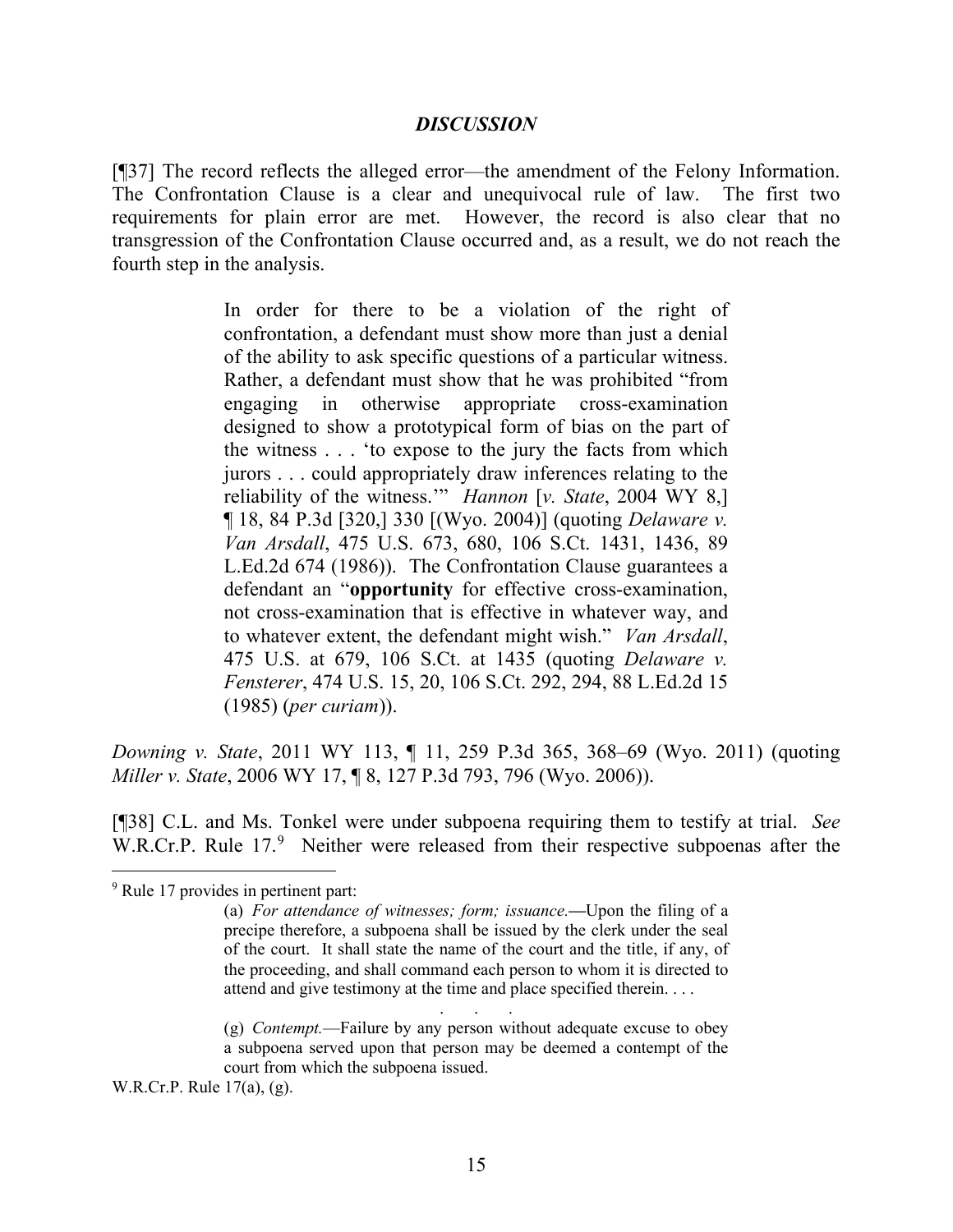## *DISCUSSION*

[¶37] The record reflects the alleged error—the amendment of the Felony Information. The Confrontation Clause is a clear and unequivocal rule of law. The first two requirements for plain error are met. However, the record is also clear that no transgression of the Confrontation Clause occurred and, as a result, we do not reach the fourth step in the analysis.

> In order for there to be a violation of the right of confrontation, a defendant must show more than just a denial of the ability to ask specific questions of a particular witness. Rather, a defendant must show that he was prohibited "from engaging in otherwise appropriate cross-examination designed to show a prototypical form of bias on the part of the witness . . . 'to expose to the jury the facts from which jurors . . . could appropriately draw inferences relating to the reliability of the witness.'" *Hannon* [*v. State*, 2004 WY 8,] ¶ 18, 84 P.3d [320,] 330 [(Wyo. 2004)] (quoting *Delaware v. Van Arsdall*, 475 U.S. 673, 680, 106 S.Ct. 1431, 1436, 89 L.Ed.2d 674 (1986)). The Confrontation Clause guarantees a defendant an "**opportunity** for effective cross-examination, not cross-examination that is effective in whatever way, and to whatever extent, the defendant might wish." *Van Arsdall*, 475 U.S. at 679, 106 S.Ct. at 1435 (quoting *Delaware v. Fensterer*, 474 U.S. 15, 20, 106 S.Ct. 292, 294, 88 L.Ed.2d 15 (1985) (*per curiam*)).

*Downing v. State*, 2011 WY 113, ¶ 11, 259 P.3d 365, 368–69 (Wyo. 2011) (quoting *Miller v. State*, 2006 WY 17, ¶ 8, 127 P.3d 793, 796 (Wyo. 2006)).

[¶38] C.L. and Ms. Tonkel were under subpoena requiring them to testify at trial. *See* W.R.Cr.P. Rule 17.[9] Neither were released from their respective subpoenas after the

---

[9] Rule 17 provides in pertinent part:

> (a) *For attendance of witnesses; form; issuance.*—Upon the filing of a precipe therefore, a subpoena shall be issued by the clerk under the seal of the court. It shall state the name of the court and the title, if any, of the proceeding, and shall command each person to whom it is directed to attend and give testimony at the time and place specified therein. . . .
>
> . . .
>
> (g) *Contempt.*—Failure by any person without adequate excuse to obey a subpoena served upon that person may be deemed a contempt of the court from which the subpoena issued.

W.R.Cr.P. Rule 17(a), (g).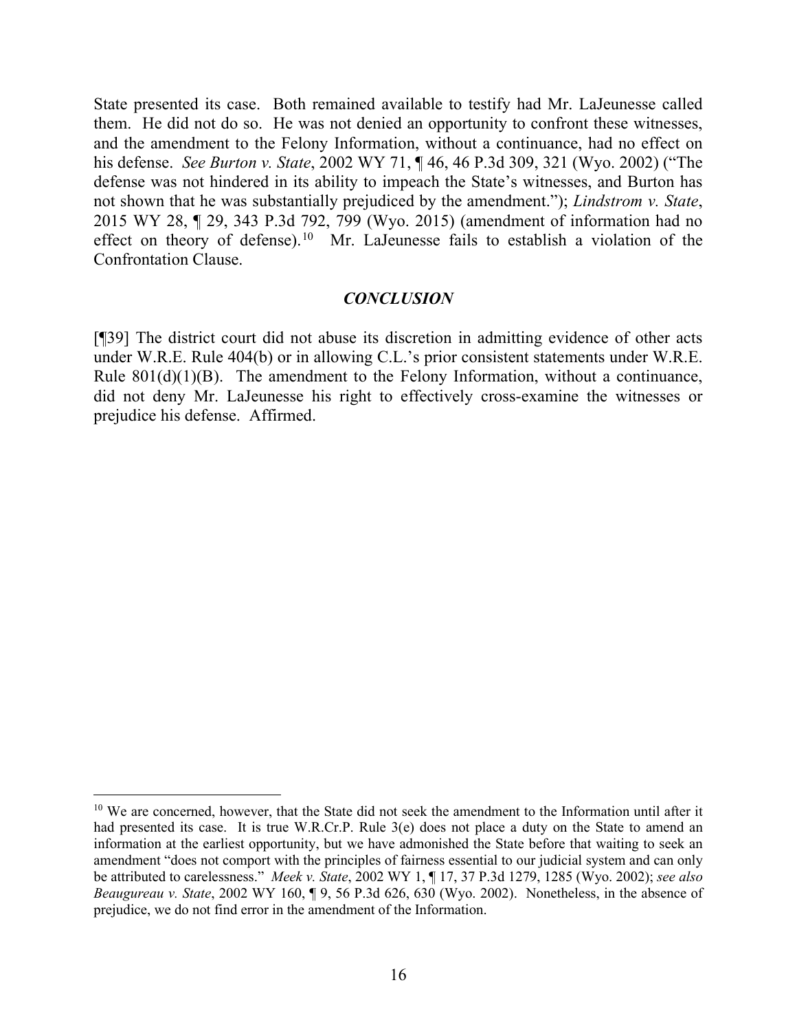State presented its case. Both remained available to testify had Mr. LaJeunesse called them. He did not do so. He was not denied an opportunity to confront these witnesses, and the amendment to the Felony Information, without a continuance, had no effect on his defense. *See Burton v. State*, 2002 WY 71, ¶ 46, 46 P.3d 309, 321 (Wyo. 2002) ("The defense was not hindered in its ability to impeach the State's witnesses, and Burton has not shown that he was substantially prejudiced by the amendment."); *Lindstrom v. State*, 2015 WY 28, ¶ 29, 343 P.3d 792, 799 (Wyo. 2015) (amendment of information had no effect on theory of defense).[10] Mr. LaJeunesse fails to establish a violation of the Confrontation Clause.

### *CONCLUSION*

[¶39] The district court did not abuse its discretion in admitting evidence of other acts under W.R.E. Rule 404(b) or in allowing C.L.'s prior consistent statements under W.R.E. Rule 801(d)(1)(B). The amendment to the Felony Information, without a continuance, did not deny Mr. LaJeunesse his right to effectively cross-examine the witnesses or prejudice his defense. Affirmed.

---

[10] We are concerned, however, that the State did not seek the amendment to the Information until after it had presented its case. It is true W.R.Cr.P. Rule 3(e) does not place a duty on the State to amend an information at the earliest opportunity, but we have admonished the State before that waiting to seek an amendment "does not comport with the principles of fairness essential to our judicial system and can only be attributed to carelessness." *Meek v. State*, 2002 WY 1, ¶ 17, 37 P.3d 1279, 1285 (Wyo. 2002); *see also Beaugureau v. State*, 2002 WY 160, ¶ 9, 56 P.3d 626, 630 (Wyo. 2002). Nonetheless, in the absence of prejudice, we do not find error in the amendment of the Information.